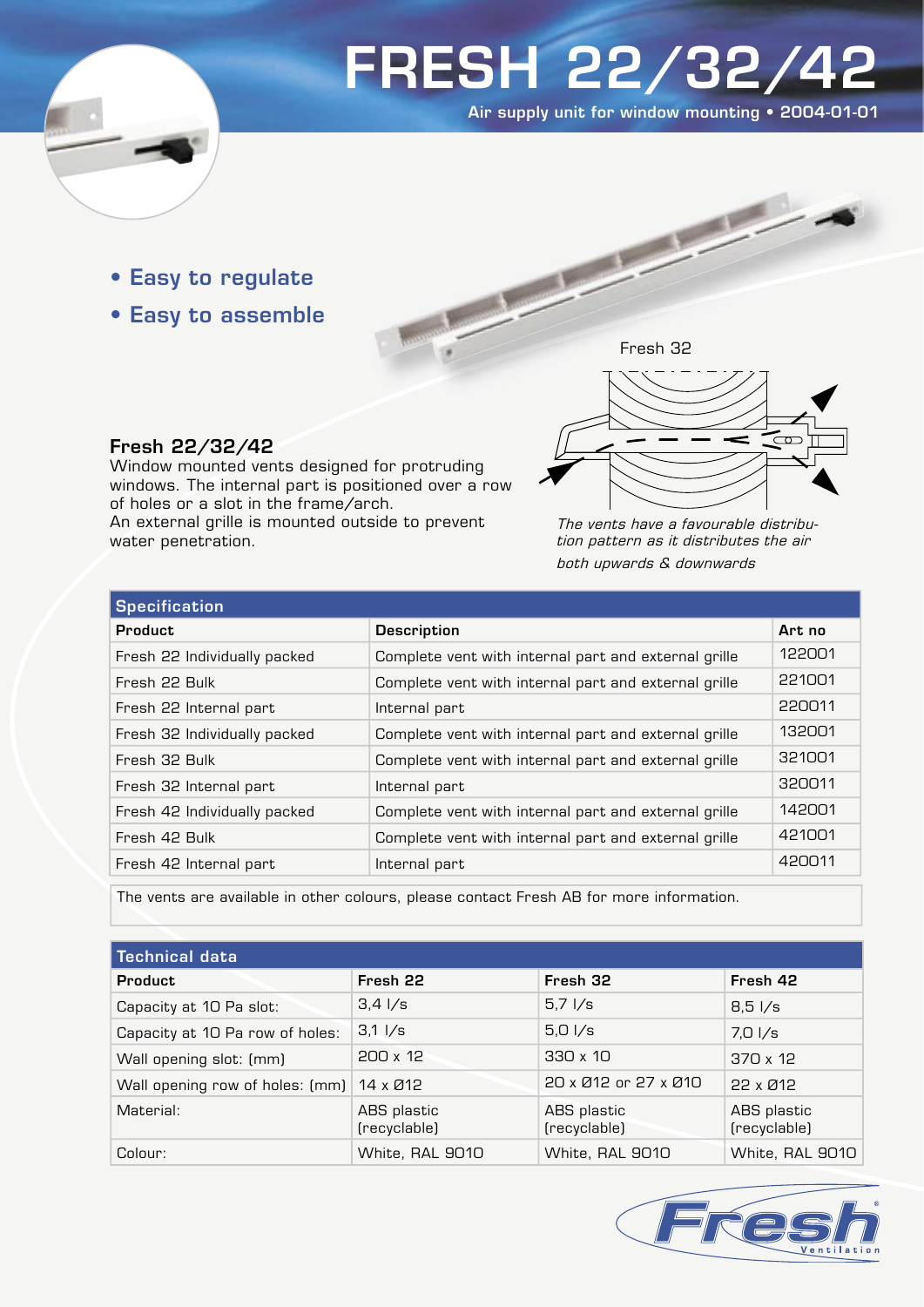# FRESH 22/32/42

Air supply unit for window mounting • 2004-01-01

- Easy to regulate
- Easy to assemble

Fresh 32

### Fresh 22/32/42

Window mounted vents designed for protruding windows. The internal part is positioned over a row of holes or a slot in the frame/arch.
An external grille is mounted outside to prevent water penetration.

*The vents have a favourable distribution pattern as it distributes the air both upwards & downwards*

| Specification | | |
|---|---|---|
| **Product** | **Description** | **Art no** |
| Fresh 22 Individually packed | Complete vent with internal part and external grille | 122001 |
| Fresh 22 Bulk | Complete vent with internal part and external grille | 221001 |
| Fresh 22 Internal part | Internal part | 220011 |
| Fresh 32 Individually packed | Complete vent with internal part and external grille | 132001 |
| Fresh 32 Bulk | Complete vent with internal part and external grille | 321001 |
| Fresh 32 Internal part | Internal part | 320011 |
| Fresh 42 Individually packed | Complete vent with internal part and external grille | 142001 |
| Fresh 42 Bulk | Complete vent with internal part and external grille | 421001 |
| Fresh 42 Internal part | Internal part | 420011 |

The vents are available in other colours, please contact Fresh AB for more information.

| Technical data | | | |
|---|---|---|---|
| **Product** | **Fresh 22** | **Fresh 32** | **Fresh 42** |
| Capacity at 10 Pa slot: | 3,4 l/s | 5,7 l/s | 8,5 l/s |
| Capacity at 10 Pa row of holes: | 3,1 l/s | 5,0 l/s | 7,0 l/s |
| Wall opening slot: (mm) | 200 x 12 | 330 x 10 | 370 x 12 |
| Wall opening row of holes: (mm) | 14 x Ø12 | 20 x Ø12 or 27 x Ø10 | 22 x Ø12 |
| Material: | ABS plastic (recyclable) | ABS plastic (recyclable) | ABS plastic (recyclable) |
| Colour: | White, RAL 9010 | White, RAL 9010 | White, RAL 9010 |

Fresh® Ventilation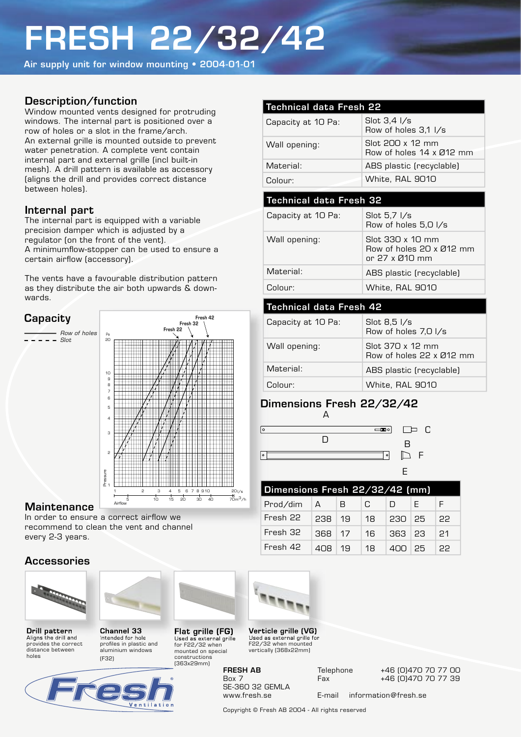# FRESH 22/32/42

Air supply unit for window mounting • 2004-01-01

## Description/function

Window mounted vents designed for protruding windows. The internal part is positioned over a row of holes or a slot in the frame/arch.
An external grille is mounted outside to prevent water penetration. A complete vent contain internal part and external grille (incl built-in mesh). A drill pattern is available as accessory (aligns the drill and provides correct distance between holes).

## Internal part

The internal part is equipped with a variable precision damper which is adjusted by a regulator (on the front of the vent).
A minimumflow-stopper can be used to ensure a certain airflow (accessory).

The vents have a favourable distribution pattern as they distribute the air both upwards & downwards.

## Capacity

Row of holes
Slot

Fresh 42
Fresh 32
Fresh 22

Pa
20
10
9
8
7
6
5
4
3
2
1
Pressure

1 2 3 4 5 6 7 8 9 10 20 l/s
5 10 15 20 30 40 70 m³/h
Airflow

## Maintenance

In order to ensure a correct airflow we recommend to clean the vent and channel every 2-3 years.

## Technical data Fresh 22

| | |
|---|---|
| Capacity at 10 Pa: | Slot 3,4 l/s<br>Row of holes 3,1 l/s |
| Wall opening: | Slot 200 x 12 mm<br>Row of holes 14 x Ø12 mm |
| Material: | ABS plastic (recyclable) |
| Colour: | White, RAL 9010 |

## Technical data Fresh 32

| | |
|---|---|
| Capacity at 10 Pa: | Slot 5,7 l/s<br>Row of holes 5,0 l/s |
| Wall opening: | Slot 330 x 10 mm<br>Row of holes 20 x Ø12 mm<br>or 27 x Ø10 mm |
| Material: | ABS plastic (recyclable) |
| Colour: | White, RAL 9010 |

## Technical data Fresh 42

| | |
|---|---|
| Capacity at 10 Pa: | Slot 8,5 l/s<br>Row of holes 7,0 l/s |
| Wall opening: | Slot 370 x 12 mm<br>Row of holes 22 x Ø12 mm |
| Material: | ABS plastic (recyclable) |
| Colour: | White, RAL 9010 |

## Dimensions Fresh 22/32/42

A
D
C
B
F
E

## Dimensions Fresh 22/32/42 (mm)

| Prod/dim | A | B | C | D | E | F |
|---|---|---|---|---|---|---|
| Fresh 22 | 238 | 19 | 18 | 230 | 25 | 22 |
| Fresh 32 | 368 | 17 | 16 | 363 | 23 | 21 |
| Fresh 42 | 408 | 19 | 18 | 400 | 25 | 22 |

## Accessories

**Drill pattern**
Aligns the drill and provides the correct distance between holes

**Channel 33**
Intended for hole profiles in plastic and aluminium windows (F32)

**Flat grille (FG)**
Used as external grille for F22/32 when mounted on special constructions (363x29mm)

**Verticle grille (VG)**
Used as external grille for F22/32 when mounted vertically (368x22mm)

Fresh
Ventilation

**FRESH AB**
Box 7
SE-360 32 GEMLA
www.fresh.se

Telephone +46 (0)470 70 77 00
Fax +46 (0)470 70 77 39
E-mail information@fresh.se

Copyright © Fresh AB 2004 - All rights reserved